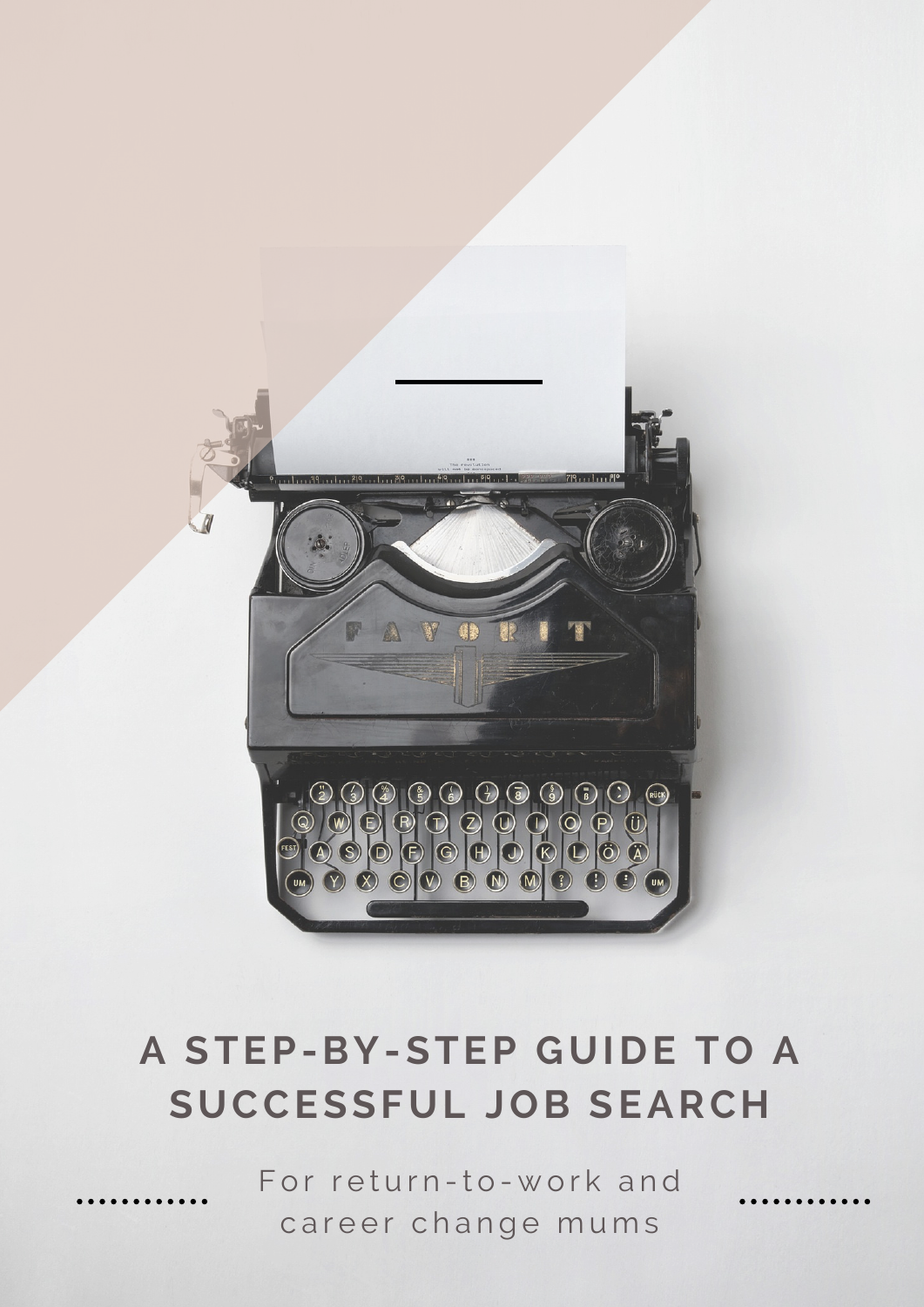# A STEP-BY-STEP GUIDE TO A SUCCESSFUL JOB SEARCH

For return-to-work and career change mums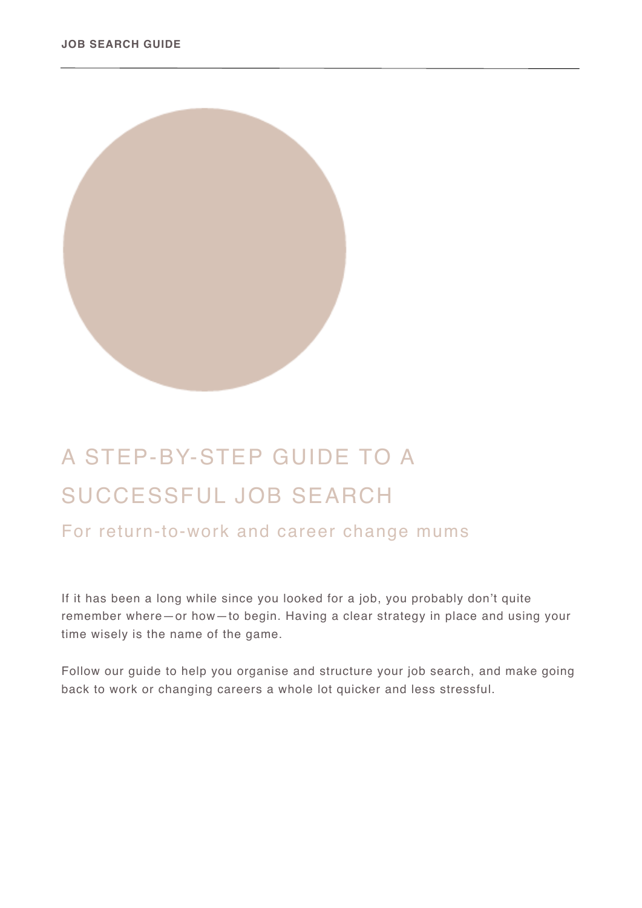# A STEP-BY-STEP GUIDE TO A SUCCESSFUL JOB SEARCH

## For return-to-work and career change mums

If it has been a long while since you looked for a job, you probably don't quite remember where—or how—to begin. Having a clear strategy in place and using your time wisely is the name of the game.

Follow our guide to help you organise and structure your job search, and make going back to work or changing careers a whole lot quicker and less stressful.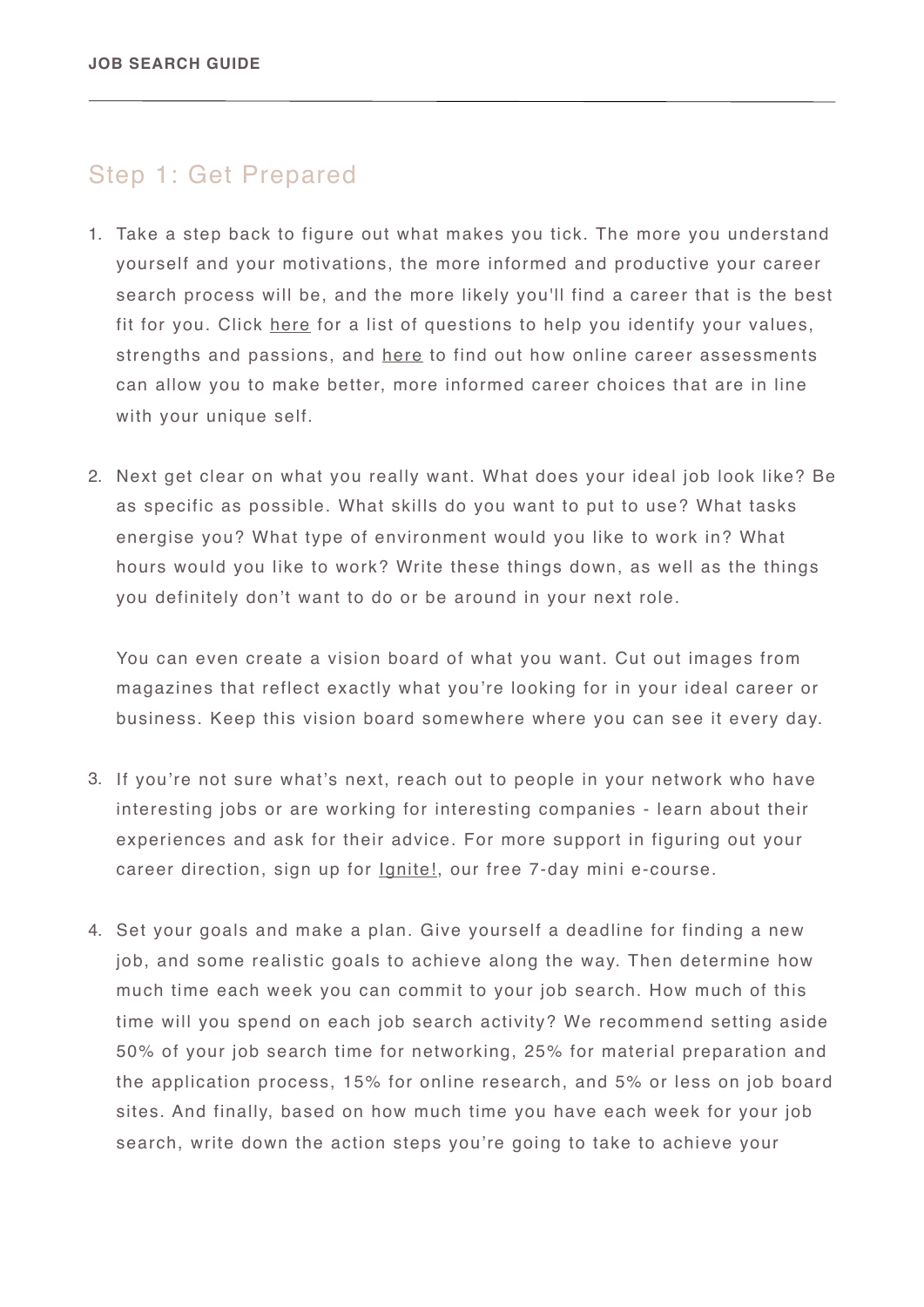## Step 1: Get Prepared

1. Take a step back to figure out what makes you tick. The more you understand yourself and your motivations, the more informed and productive your career search process will be, and the more likely you'll find a career that is the best fit for you. Click here for a list of questions to help you identify your values, strengths and passions, and here to find out how online career assessments can allow you to make better, more informed career choices that are in line with your unique self.

2. Next get clear on what you really want. What does your ideal job look like? Be as specific as possible. What skills do you want to put to use? What tasks energise you? What type of environment would you like to work in? What hours would you like to work? Write these things down, as well as the things you definitely don't want to do or be around in your next role.

   You can even create a vision board of what you want. Cut out images from magazines that reflect exactly what you're looking for in your ideal career or business. Keep this vision board somewhere where you can see it every day.

3. If you're not sure what's next, reach out to people in your network who have interesting jobs or are working for interesting companies - learn about their experiences and ask for their advice. For more support in figuring out your career direction, sign up for Ignite!, our free 7-day mini e-course.

4. Set your goals and make a plan. Give yourself a deadline for finding a new job, and some realistic goals to achieve along the way. Then determine how much time each week you can commit to your job search. How much of this time will you spend on each job search activity? We recommend setting aside 50% of your job search time for networking, 25% for material preparation and the application process, 15% for online research, and 5% or less on job board sites. And finally, based on how much time you have each week for your job search, write down the action steps you're going to take to achieve your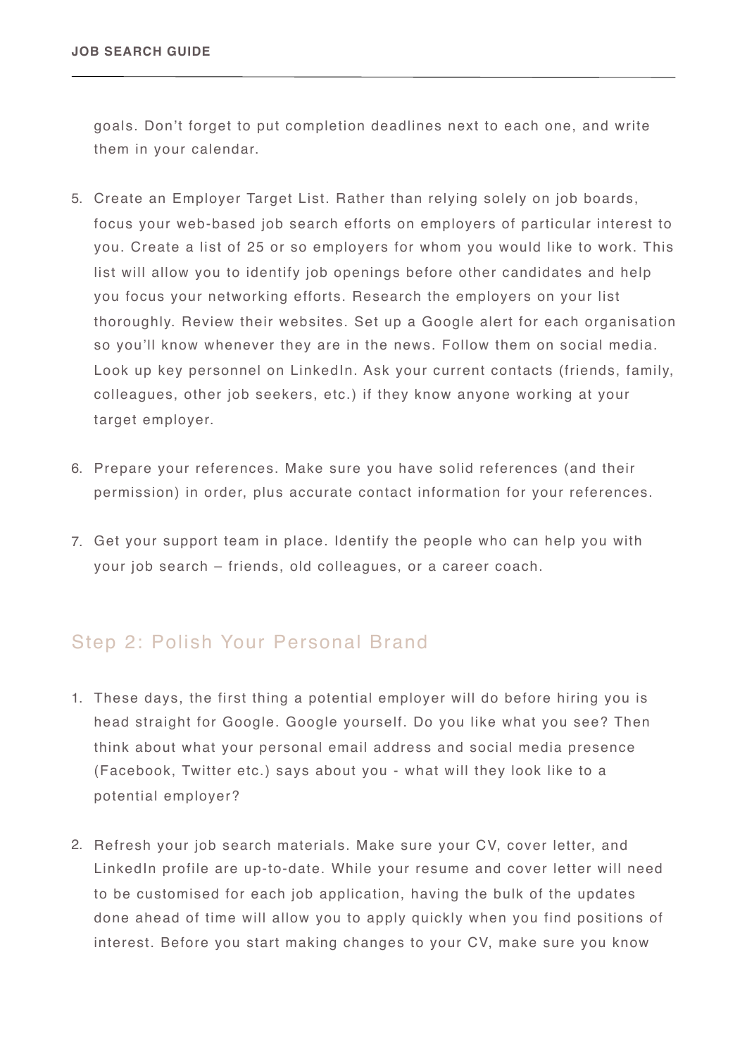goals. Don't forget to put completion deadlines next to each one, and write them in your calendar.

5. Create an Employer Target List. Rather than relying solely on job boards, focus your web-based job search efforts on employers of particular interest to you. Create a list of 25 or so employers for whom you would like to work. This list will allow you to identify job openings before other candidates and help you focus your networking efforts. Research the employers on your list thoroughly. Review their websites. Set up a Google alert for each organisation so you'll know whenever they are in the news. Follow them on social media. Look up key personnel on LinkedIn. Ask your current contacts (friends, family, colleagues, other job seekers, etc.) if they know anyone working at your target employer.

6. Prepare your references. Make sure you have solid references (and their permission) in order, plus accurate contact information for your references.

7. Get your support team in place. Identify the people who can help you with your job search – friends, old colleagues, or a career coach.

## Step 2: Polish Your Personal Brand

1. These days, the first thing a potential employer will do before hiring you is head straight for Google. Google yourself. Do you like what you see? Then think about what your personal email address and social media presence (Facebook, Twitter etc.) says about you - what will they look like to a potential employer?

2. Refresh your job search materials. Make sure your CV, cover letter, and LinkedIn profile are up-to-date. While your resume and cover letter will need to be customised for each job application, having the bulk of the updates done ahead of time will allow you to apply quickly when you find positions of interest. Before you start making changes to your CV, make sure you know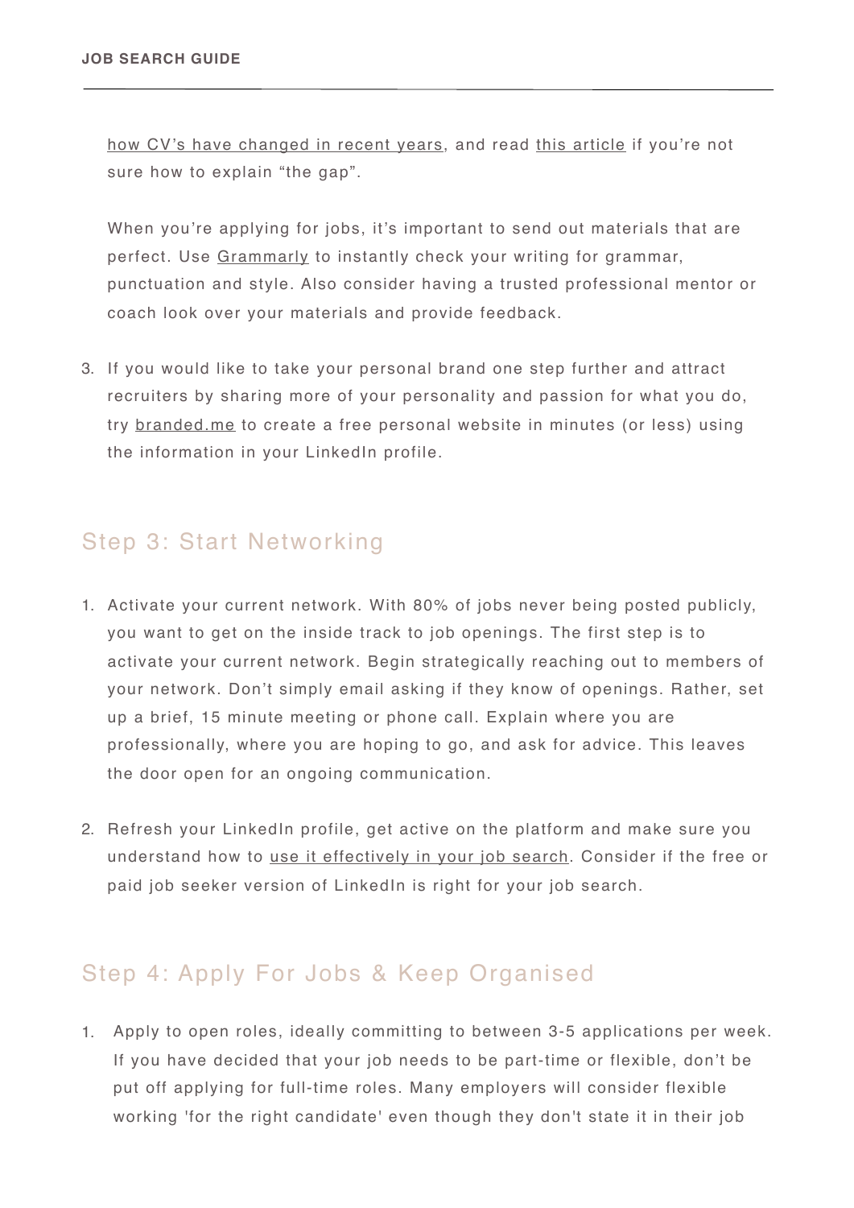how CV's have changed in recent years, and read this article if you're not sure how to explain "the gap".

When you're applying for jobs, it's important to send out materials that are perfect. Use Grammarly to instantly check your writing for grammar, punctuation and style. Also consider having a trusted professional mentor or coach look over your materials and provide feedback.

3. If you would like to take your personal brand one step further and attract recruiters by sharing more of your personality and passion for what you do, try branded.me to create a free personal website in minutes (or less) using the information in your LinkedIn profile.

## Step 3: Start Networking

1. Activate your current network. With 80% of jobs never being posted publicly, you want to get on the inside track to job openings. The first step is to activate your current network. Begin strategically reaching out to members of your network. Don't simply email asking if they know of openings. Rather, set up a brief, 15 minute meeting or phone call. Explain where you are professionally, where you are hoping to go, and ask for advice. This leaves the door open for an ongoing communication.

2. Refresh your LinkedIn profile, get active on the platform and make sure you understand how to use it effectively in your job search. Consider if the free or paid job seeker version of LinkedIn is right for your job search.

## Step 4: Apply For Jobs & Keep Organised

1. Apply to open roles, ideally committing to between 3-5 applications per week. If you have decided that your job needs to be part-time or flexible, don't be put off applying for full-time roles. Many employers will consider flexible working 'for the right candidate' even though they don't state it in their job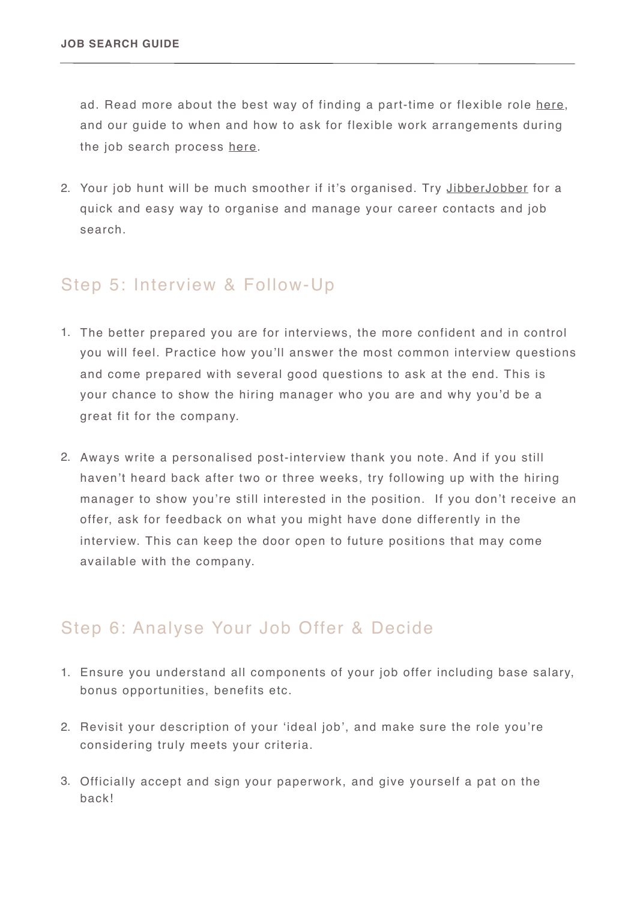ad. Read more about the best way of finding a part-time or flexible role here, and our guide to when and how to ask for flexible work arrangements during the job search process here.

2. Your job hunt will be much smoother if it's organised. Try JibberJobber for a quick and easy way to organise and manage your career contacts and job search.

## Step 5: Interview & Follow-Up

1. The better prepared you are for interviews, the more confident and in control you will feel. Practice how you'll answer the most common interview questions and come prepared with several good questions to ask at the end. This is your chance to show the hiring manager who you are and why you'd be a great fit for the company.

2. Aways write a personalised post-interview thank you note. And if you still haven't heard back after two or three weeks, try following up with the hiring manager to show you're still interested in the position. If you don't receive an offer, ask for feedback on what you might have done differently in the interview. This can keep the door open to future positions that may come available with the company.

## Step 6: Analyse Your Job Offer & Decide

1. Ensure you understand all components of your job offer including base salary, bonus opportunities, benefits etc.

2. Revisit your description of your 'ideal job', and make sure the role you're considering truly meets your criteria.

3. Officially accept and sign your paperwork, and give yourself a pat on the back!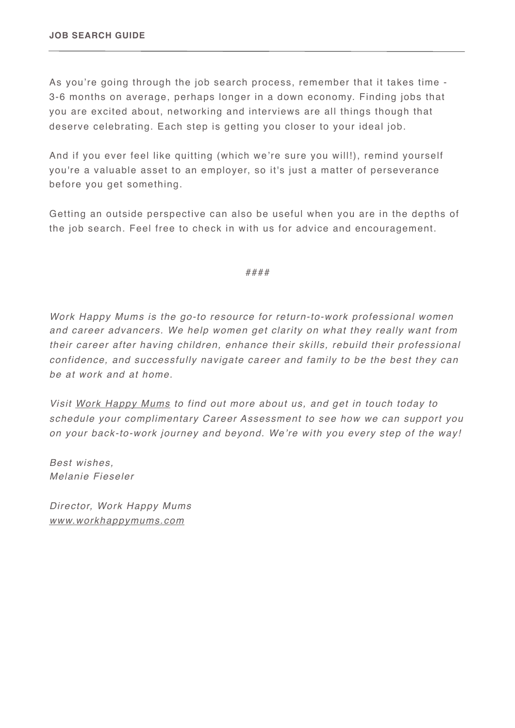As you're going through the job search process, remember that it takes time - 3-6 months on average, perhaps longer in a down economy. Finding jobs that you are excited about, networking and interviews are all things though that deserve celebrating. Each step is getting you closer to your ideal job.

And if you ever feel like quitting (which we're sure you will!), remind yourself you're a valuable asset to an employer, so it's just a matter of perseverance before you get something.

Getting an outside perspective can also be useful when you are in the depths of the job search. Feel free to check in with us for advice and encouragement.

####

*Work Happy Mums is the go-to resource for return-to-work professional women and career advancers. We help women get clarity on what they really want from their career after having children, enhance their skills, rebuild their professional confidence, and successfully navigate career and family to be the best they can be at work and at home.*

*Visit Work Happy Mums to find out more about us, and get in touch today to schedule your complimentary Career Assessment to see how we can support you on your back-to-work journey and beyond. We're with you every step of the way!*

*Best wishes,*
*Melanie Fieseler*

*Director, Work Happy Mums*
*www.workhappymums.com*